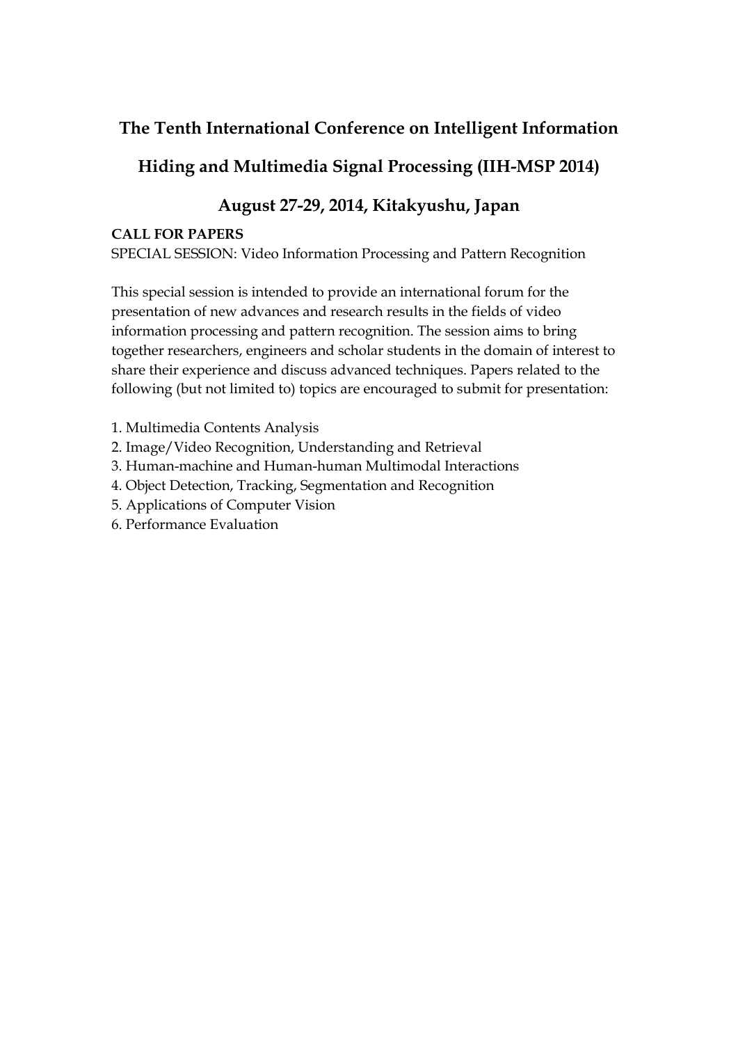# The Tenth International Conference on Intelligent Information Hiding and Multimedia Signal Processing (IIH-MSP 2014)

## August 27-29, 2014, Kitakyushu, Japan

**CALL FOR PAPERS**

SPECIAL SESSION: Video Information Processing and Pattern Recognition

This special session is intended to provide an international forum for the presentation of new advances and research results in the fields of video information processing and pattern recognition. The session aims to bring together researchers, engineers and scholar students in the domain of interest to share their experience and discuss advanced techniques. Papers related to the following (but not limited to) topics are encouraged to submit for presentation:

1. Multimedia Contents Analysis
2. Image/Video Recognition, Understanding and Retrieval
3. Human-machine and Human-human Multimodal Interactions
4. Object Detection, Tracking, Segmentation and Recognition
5. Applications of Computer Vision
6. Performance Evaluation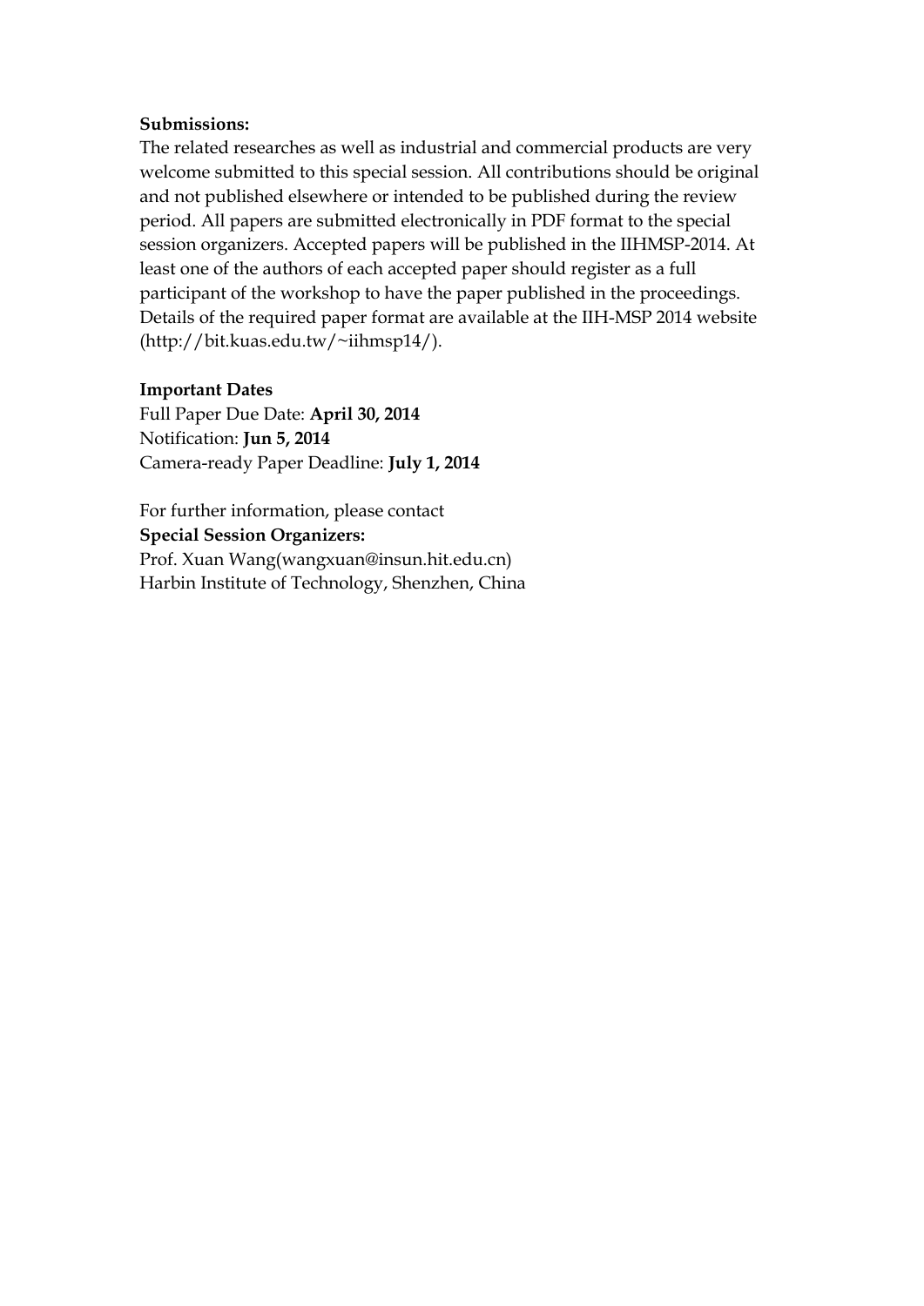**Submissions:**

The related researches as well as industrial and commercial products are very welcome submitted to this special session. All contributions should be original and not published elsewhere or intended to be published during the review period. All papers are submitted electronically in PDF format to the special session organizers. Accepted papers will be published in the IIHMSP-2014. At least one of the authors of each accepted paper should register as a full participant of the workshop to have the paper published in the proceedings. Details of the required paper format are available at the IIH-MSP 2014 website (http://bit.kuas.edu.tw/~iihmsp14/).

**Important Dates**

Full Paper Due Date: **April 30, 2014**
Notification: **Jun 5, 2014**
Camera-ready Paper Deadline: **July 1, 2014**

For further information, please contact
**Special Session Organizers:**
Prof. Xuan Wang(wangxuan@insun.hit.edu.cn)
Harbin Institute of Technology, Shenzhen, China